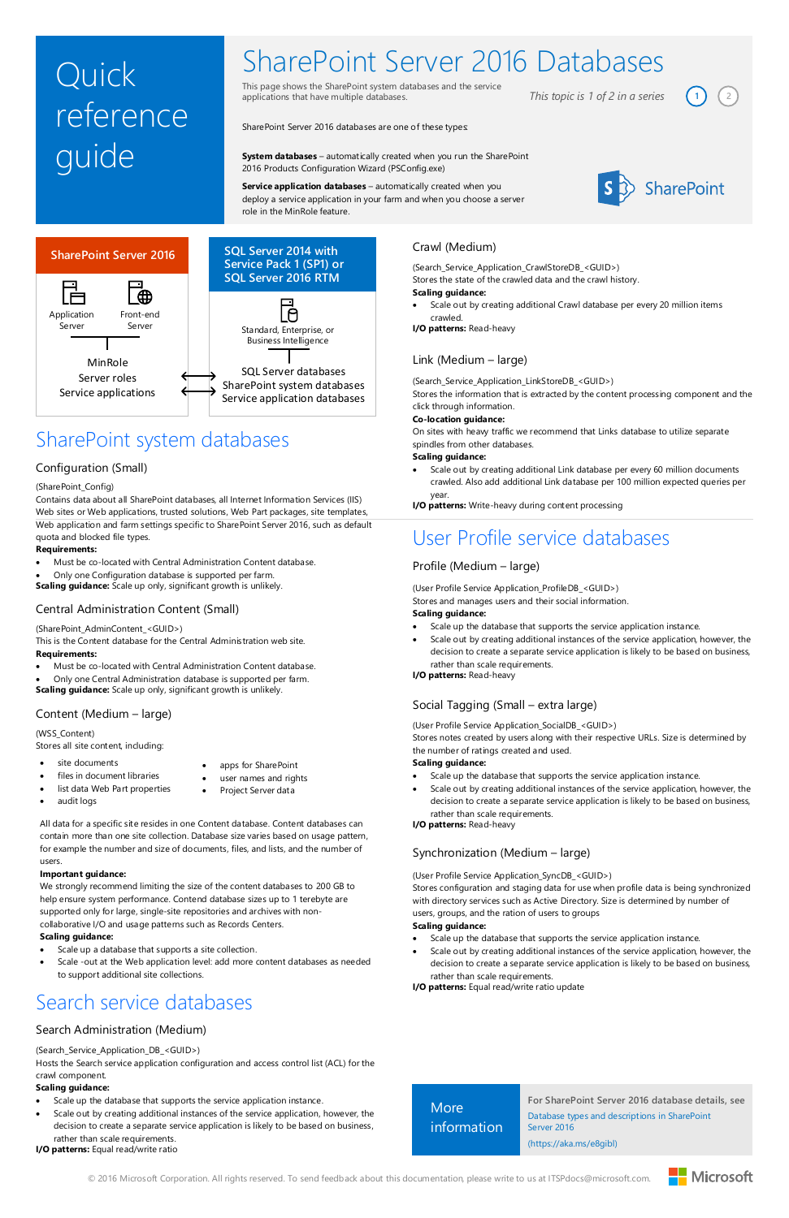# Quick reference guide

# SharePoint Server 2016 Databases

This page shows the SharePoint system databases and the service applications that have multiple databases.

*This topic is 1 of 2 in a series* 1 2

SharePoint Server 2016 databases are one of these types:

**System databases** – automatically created when you run the SharePoint 2016 Products Configuration Wizard (PSConfig.exe)

**Service application databases** – automatically created when you deploy a service application in your farm and when you choose a server role in the MinRole feature.

SharePoint

**SharePoint Server 2016**

Application Server

Front-end Server

MinRole
Server roles
Service applications

**SQL Server 2014 with Service Pack 1 (SP1) or SQL Server 2016 RTM**

Standard, Enterprise, or Business Intelligence

SQL Server databases
SharePoint system databases
Service application databases

## SharePoint system databases

### Configuration (Small)

(SharePoint_Config)
Contains data about all SharePoint databases, all Internet Information Services (IIS) Web sites or Web applications, trusted solutions, Web Part packages, site templates, Web application and farm settings specific to SharePoint Server 2016, such as default quota and blocked file types.

**Requirements:**

- Must be co-located with Central Administration Content database.
- Only one Configuration database is supported per farm.

**Scaling guidance:** Scale up only, significant growth is unlikely.

### Central Administration Content (Small)

(SharePoint_AdminContent_<GUID>)
This is the Content database for the Central Administration web site.

**Requirements:**

- Must be co-located with Central Administration Content database.
- Only one Central Administration database is supported per farm.

**Scaling guidance:** Scale up only, significant growth is unlikely.

### Content (Medium – large)

(WSS_Content)
Stores all site content, including:

- site documents
- files in document libraries
- list data Web Part properties
- audit logs
- apps for SharePoint
- user names and rights
- Project Server data

All data for a specific site resides in one Content database. Content databases can contain more than one site collection. Database size varies based on usage pattern, for example the number and size of documents, files, and lists, and the number of users.

**Important guidance:**
We strongly recommend limiting the size of the content databases to 200 GB to help ensure system performance. Contend database sizes up to 1 terebyte are supported only for large, single-site repositories and archives with non-collaborative I/O and usage patterns such as Records Centers.

**Scaling guidance:**

- Scale up a database that supports a site collection.
- Scale -out at the Web application level: add more content databases as needed to support additional site collections.

## Search service databases

### Search Administration (Medium)

(Search_Service_Application_DB_<GUID>)
Hosts the Search service application configuration and access control list (ACL) for the crawl component.

**Scaling guidance:**

- Scale up the database that supports the service application instance.
- Scale out by creating additional instances of the service application, however, the decision to create a separate service application is likely to be based on business, rather than scale requirements.

**I/O patterns:** Equal read/write ratio

### Crawl (Medium)

(Search_Service_Application_CrawlStoreDB_<GUID>)
Stores the state of the crawled data and the crawl history.

**Scaling guidance:**

- Scale out by creating additional Crawl database per every 20 million items crawled.

**I/O patterns:** Read-heavy

### Link (Medium – large)

(Search_Service_Application_LinkStoreDB_<GUID>)
Stores the information that is extracted by the content processing component and the click through information.

**Co-location guidance:**
On sites with heavy traffic we recommend that Links database to utilize separate spindles from other databases.

**Scaling guidance:**

- Scale out by creating additional Link database per every 60 million documents crawled. Also add additional Link database per 100 million expected queries per year.

**I/O patterns:** Write-heavy during content processing

## User Profile service databases

### Profile (Medium – large)

(User Profile Service Application_ProfileDB_<GUID>)
Stores and manages users and their social information.

**Scaling guidance:**

- Scale up the database that supports the service application instance.
- Scale out by creating additional instances of the service application, however, the decision to create a separate service application is likely to be based on business, rather than scale requirements.

**I/O patterns:** Read-heavy

### Social Tagging (Small – extra large)

(User Profile Service Application_SocialDB_<GUID>)
Stores notes created by users along with their respective URLs. Size is determined by the number of ratings created and used.

**Scaling guidance:**

- Scale up the database that supports the service application instance.
- Scale out by creating additional instances of the service application, however, the decision to create a separate service application is likely to be based on business, rather than scale requirements.

**I/O patterns:** Read-heavy

### Synchronization (Medium – large)

(User Profile Service Application_SyncDB_<GUID>)
Stores configuration and staging data for use when profile data is being synchronized with directory services such as Active Directory. Size is determined by number of users, groups, and the ration of users to groups

**Scaling guidance:**

- Scale up the database that supports the service application instance.
- Scale out by creating additional instances of the service application, however, the decision to create a separate service application is likely to be based on business, rather than scale requirements.

**I/O patterns:** Equal read/write ratio update

**More information**

**For SharePoint Server 2016 database details, see**
Database types and descriptions in SharePoint Server 2016
(https://aka.ms/e8gibl)

© 2016 Microsoft Corporation. All rights reserved. To send feedback about this documentation, please write to us at ITSPdocs@microsoft.com.

Microsoft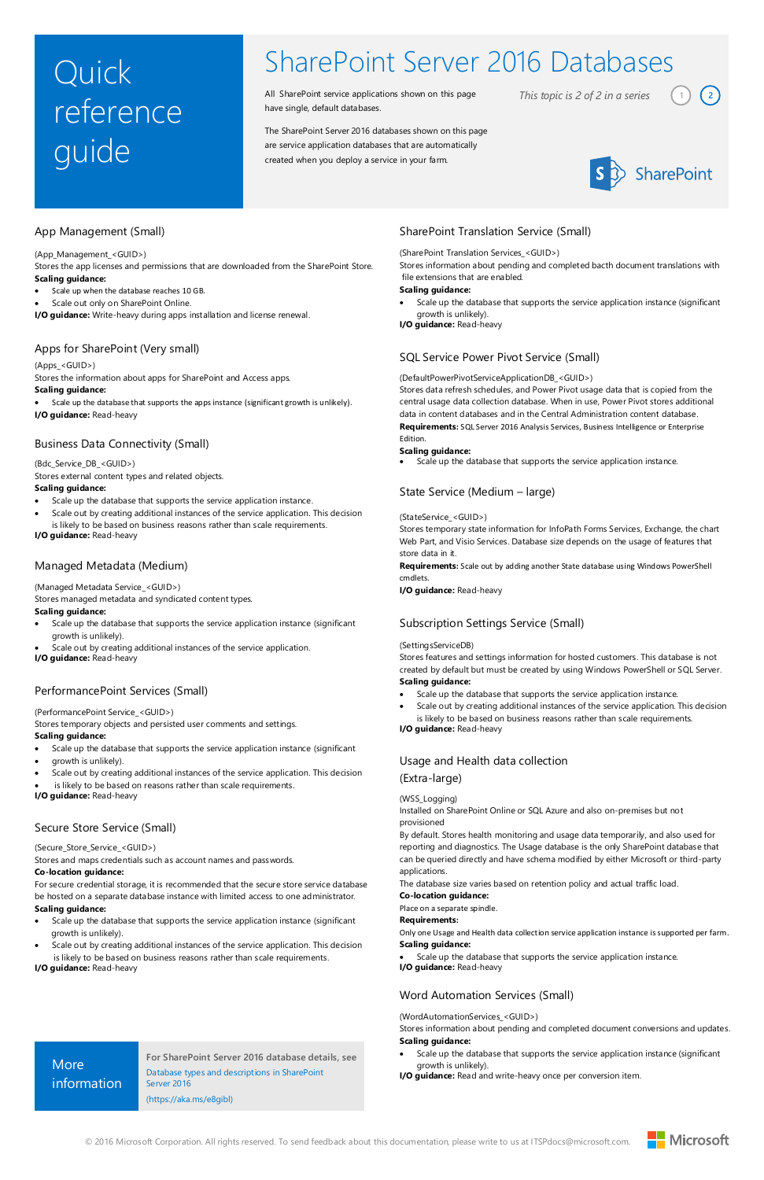# Quick reference guide

# SharePoint Server 2016 Databases

All SharePoint service applications shown on this page have single, default databases.

The SharePoint Server 2016 databases shown on this page are service application databases that are automatically created when you deploy a service in your farm.

*This topic is 2 of 2 in a series* 1 2

SharePoint

## App Management (Small)

(App_Management_<GUID>)
Stores the app licenses and permissions that are downloaded from the SharePoint Store.
**Scaling guidance:**

- Scale up when the database reaches 10 GB.
- Scale out only on SharePoint Online.

**I/O guidance:** Write-heavy during apps installation and license renewal.

## Apps for SharePoint (Very small)

(Apps_<GUID>)
Stores the information about apps for SharePoint and Access apps.
**Scaling guidance:**

- Scale up the database that supports the apps instance (significant growth is unlikely).

**I/O guidance:** Read-heavy

## Business Data Connectivity (Small)

(Bdc_Service_DB_<GUID>)
Stores external content types and related objects.
**Scaling guidance:**

- Scale up the database that supports the service application instance.
- Scale out by creating additional instances of the service application. This decision is likely to be based on business reasons rather than scale requirements.

**I/O guidance:** Read-heavy

## Managed Metadata (Medium)

(Managed Metadata Service_<GUID>)
Stores managed metadata and syndicated content types.
**Scaling guidance:**

- Scale up the database that supports the service application instance (significant growth is unlikely).
- Scale out by creating additional instances of the service application.

**I/O guidance:** Read-heavy

## PerformancePoint Services (Small)

(PerformancePoint Service_<GUID>)
Stores temporary objects and persisted user comments and settings.
**Scaling guidance:**

- Scale up the database that supports the service application instance (significant
- growth is unlikely).
- Scale out by creating additional instances of the service application. This decision
- is likely to be based on reasons rather than scale requirements.

**I/O guidance:** Read-heavy

## Secure Store Service (Small)

(Secure_Store_Service_<GUID>)
Stores and maps credentials such as account names and passwords.
**Co-location guidance:**
For secure credential storage, it is recommended that the secure store service database be hosted on a separate database instance with limited access to one administrator.
**Scaling guidance:**

- Scale up the database that supports the service application instance (significant growth is unlikely).
- Scale out by creating additional instances of the service application. This decision is likely to be based on business reasons rather than scale requirements.

**I/O guidance:** Read-heavy

## SharePoint Translation Service (Small)

(SharePoint Translation Services_<GUID>)
Stores information about pending and completed bacth document translations with file extensions that are enabled.
**Scaling guidance:**

- Scale up the database that supports the service application instance (significant growth is unlikely).

**I/O guidance:** Read-heavy

## SQL Service Power Pivot Service (Small)

(DefaultPowerPivotServiceApplicationDB_<GUID>)
Stores data refresh schedules, and Power Pivot usage data that is copied from the central usage data collection database. When in use, Power Pivot stores additional data in content databases and in the Central Administration content database.
**Requirements:** SQL Server 2016 Analysis Services, Business Intelligence or Enterprise Edition.
**Scaling guidance:**

- Scale up the database that supports the service application instance.

## State Service (Medium – large)

(StateService_<GUID>)
Stores temporary state information for InfoPath Forms Services, Exchange, the chart Web Part, and Visio Services. Database size depends on the usage of features that store data in it.
**Requirements:** Scale out by adding another State database using Windows PowerShell cmdlets.
**I/O guidance:** Read-heavy

## Subscription Settings Service (Small)

(SettingsServiceDB)
Stores features and settings information for hosted customers. This database is not created by default but must be created by using Windows PowerShell or SQL Server.
**Scaling guidance:**

- Scale up the database that supports the service application instance.
- Scale out by creating additional instances of the service application. This decision is likely to be based on business reasons rather than scale requirements.

**I/O guidance:** Read-heavy

## Usage and Health data collection (Extra-large)

(WSS_Logging)
Installed on SharePoint Online or SQL Azure and also on-premises but not provisioned
By default. Stores health monitoring and usage data temporarily, and also used for reporting and diagnostics. The Usage database is the only SharePoint database that can be queried directly and have schema modified by either Microsoft or third-party applications.
The database size varies based on retention policy and actual traffic load.
**Co-location guidance:**
Place on a separate spindle.
**Requirements:**
Only one Usage and Health data collection service application instance is supported per farm.
**Scaling guidance:**

- Scale up the database that supports the service application instance.

**I/O guidance:** Read-heavy

## Word Automation Services (Small)

(WordAutomationServices_<GUID>)
Stores information about pending and completed document conversions and updates.
**Scaling guidance:**

- Scale up the database that supports the service application instance (significant growth is unlikely).

**I/O guidance:** Read and write-heavy once per conversion item.

## More information

For SharePoint Server 2016 database details, see [Database types and descriptions in SharePoint Server 2016](https://aka.ms/e8gibl)
(https://aka.ms/e8gibl)

© 2016 Microsoft Corporation. All rights reserved. To send feedback about this documentation, please write to us at ITSPdocs@microsoft.com.

Microsoft